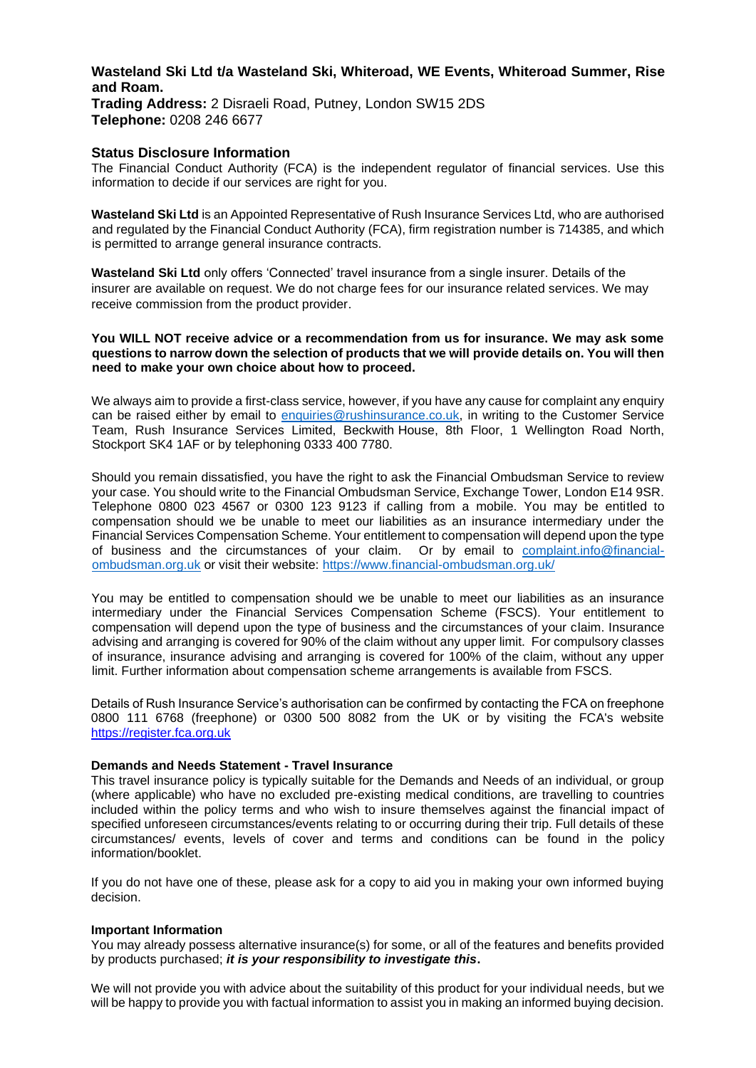**Wasteland Ski Ltd t/a Wasteland Ski, Whiteroad, WE Events, Whiteroad Summer, Rise and Roam.**
**Trading Address:** 2 Disraeli Road, Putney, London SW15 2DS
**Telephone:** 0208 246 6677

## Status Disclosure Information

The Financial Conduct Authority (FCA) is the independent regulator of financial services. Use this information to decide if our services are right for you.

**Wasteland Ski Ltd** is an Appointed Representative of Rush Insurance Services Ltd, who are authorised and regulated by the Financial Conduct Authority (FCA), firm registration number is 714385, and which is permitted to arrange general insurance contracts.

**Wasteland Ski Ltd** only offers 'Connected' travel insurance from a single insurer. Details of the insurer are available on request. We do not charge fees for our insurance related services. We may receive commission from the product provider.

**You WILL NOT receive advice or a recommendation from us for insurance. We may ask some questions to narrow down the selection of products that we will provide details on. You will then need to make your own choice about how to proceed.**

We always aim to provide a first-class service, however, if you have any cause for complaint any enquiry can be raised either by email to enquiries@rushinsurance.co.uk, in writing to the Customer Service Team, Rush Insurance Services Limited, Beckwith House, 8th Floor, 1 Wellington Road North, Stockport SK4 1AF or by telephoning 0333 400 7780.

Should you remain dissatisfied, you have the right to ask the Financial Ombudsman Service to review your case. You should write to the Financial Ombudsman Service, Exchange Tower, London E14 9SR. Telephone 0800 023 4567 or 0300 123 9123 if calling from a mobile. You may be entitled to compensation should we be unable to meet our liabilities as an insurance intermediary under the Financial Services Compensation Scheme. Your entitlement to compensation will depend upon the type of business and the circumstances of your claim. Or by email to complaint.info@financial-ombudsman.org.uk or visit their website: https://www.financial-ombudsman.org.uk/

You may be entitled to compensation should we be unable to meet our liabilities as an insurance intermediary under the Financial Services Compensation Scheme (FSCS). Your entitlement to compensation will depend upon the type of business and the circumstances of your claim. Insurance advising and arranging is covered for 90% of the claim without any upper limit. For compulsory classes of insurance, insurance advising and arranging is covered for 100% of the claim, without any upper limit. Further information about compensation scheme arrangements is available from FSCS.

Details of Rush Insurance Service's authorisation can be confirmed by contacting the FCA on freephone 0800 111 6768 (freephone) or 0300 500 8082 from the UK or by visiting the FCA's website https://register.fca.org.uk

### Demands and Needs Statement - Travel Insurance

This travel insurance policy is typically suitable for the Demands and Needs of an individual, or group (where applicable) who have no excluded pre-existing medical conditions, are travelling to countries included within the policy terms and who wish to insure themselves against the financial impact of specified unforeseen circumstances/events relating to or occurring during their trip. Full details of these circumstances/ events, levels of cover and terms and conditions can be found in the policy information/booklet.

If you do not have one of these, please ask for a copy to aid you in making your own informed buying decision.

### Important Information

You may already possess alternative insurance(s) for some, or all of the features and benefits provided by products purchased; ***it is your responsibility to investigate this*.**

We will not provide you with advice about the suitability of this product for your individual needs, but we will be happy to provide you with factual information to assist you in making an informed buying decision.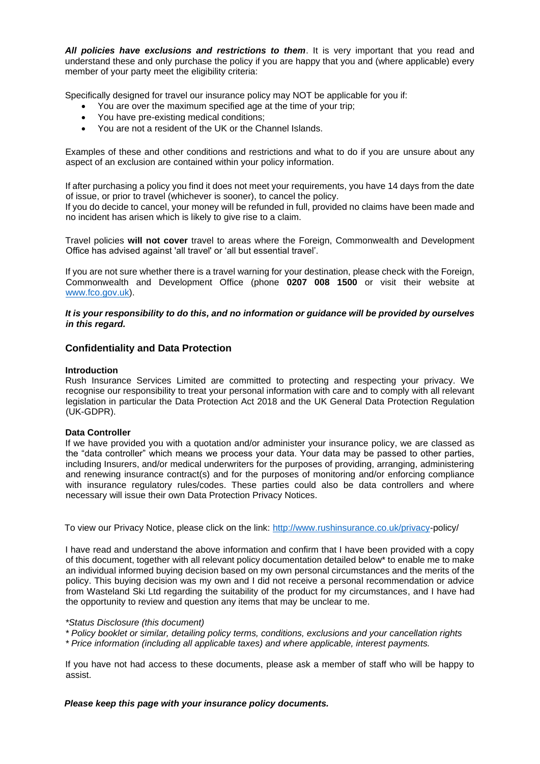***All policies have exclusions and restrictions to them***. It is very important that you read and understand these and only purchase the policy if you are happy that you and (where applicable) every member of your party meet the eligibility criteria:

Specifically designed for travel our insurance policy may NOT be applicable for you if:

- You are over the maximum specified age at the time of your trip;
- You have pre-existing medical conditions;
- You are not a resident of the UK or the Channel Islands.

Examples of these and other conditions and restrictions and what to do if you are unsure about any aspect of an exclusion are contained within your policy information.

If after purchasing a policy you find it does not meet your requirements, you have 14 days from the date of issue, or prior to travel (whichever is sooner), to cancel the policy.
If you do decide to cancel, your money will be refunded in full, provided no claims have been made and no incident has arisen which is likely to give rise to a claim.

Travel policies **will not cover** travel to areas where the Foreign, Commonwealth and Development Office has advised against 'all travel' or 'all but essential travel'.

If you are not sure whether there is a travel warning for your destination, please check with the Foreign, Commonwealth and Development Office (phone **0207 008 1500** or visit their website at www.fco.gov.uk).

***It is your responsibility to do this, and no information or guidance will be provided by ourselves in this regard.***

## Confidentiality and Data Protection

**Introduction**
Rush Insurance Services Limited are committed to protecting and respecting your privacy. We recognise our responsibility to treat your personal information with care and to comply with all relevant legislation in particular the Data Protection Act 2018 and the UK General Data Protection Regulation (UK-GDPR).

**Data Controller**
If we have provided you with a quotation and/or administer your insurance policy, we are classed as the "data controller" which means we process your data. Your data may be passed to other parties, including Insurers, and/or medical underwriters for the purposes of providing, arranging, administering and renewing insurance contract(s) and for the purposes of monitoring and/or enforcing compliance with insurance regulatory rules/codes. These parties could also be data controllers and where necessary will issue their own Data Protection Privacy Notices.

To view our Privacy Notice, please click on the link: http://www.rushinsurance.co.uk/privacy-policy/

I have read and understand the above information and confirm that I have been provided with a copy of this document, together with all relevant policy documentation detailed below* to enable me to make an individual informed buying decision based on my own personal circumstances and the merits of the policy. This buying decision was my own and I did not receive a personal recommendation or advice from Wasteland Ski Ltd regarding the suitability of the product for my circumstances, and I have had the opportunity to review and question any items that may be unclear to me.

*\*Status Disclosure (this document)*
*\* Policy booklet or similar, detailing policy terms, conditions, exclusions and your cancellation rights*
*\* Price information (including all applicable taxes) and where applicable, interest payments.*

If you have not had access to these documents, please ask a member of staff who will be happy to assist.

***Please keep this page with your insurance policy documents.***